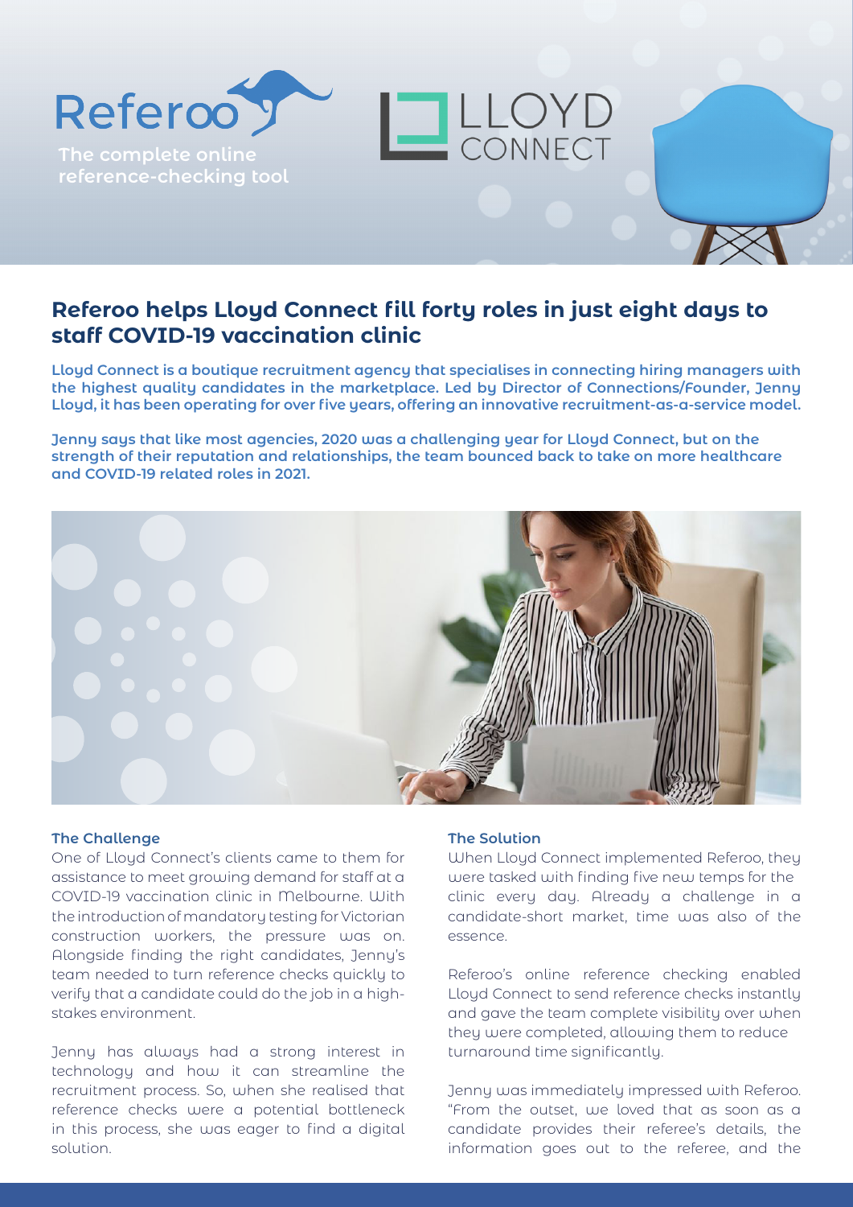Referoo

The complete online reference-checking tool

LLOYD CONNECT

# Referoo helps Lloyd Connect fill forty roles in just eight days to staff COVID-19 vaccination clinic

**Lloyd Connect is a boutique recruitment agency that specialises in connecting hiring managers with the highest quality candidates in the marketplace. Led by Director of Connections/Founder, Jenny Lloyd, it has been operating for over five years, offering an innovative recruitment-as-a-service model.**

**Jenny says that like most agencies, 2020 was a challenging year for Lloyd Connect, but on the strength of their reputation and relationships, the team bounced back to take on more healthcare and COVID-19 related roles in 2021.**

### The Challenge

One of Lloyd Connect's clients came to them for assistance to meet growing demand for staff at a COVID-19 vaccination clinic in Melbourne. With the introduction of mandatory testing for Victorian construction workers, the pressure was on. Alongside finding the right candidates, Jenny's team needed to turn reference checks quickly to verify that a candidate could do the job in a high-stakes environment.

Jenny has always had a strong interest in technology and how it can streamline the recruitment process. So, when she realised that reference checks were a potential bottleneck in this process, she was eager to find a digital solution.

### The Solution

When Lloyd Connect implemented Referoo, they were tasked with finding five new temps for the clinic every day. Already a challenge in a candidate-short market, time was also of the essence.

Referoo's online reference checking enabled Lloyd Connect to send reference checks instantly and gave the team complete visibility over when they were completed, allowing them to reduce turnaround time significantly.

Jenny was immediately impressed with Referoo. "From the outset, we loved that as soon as a candidate provides their referee's details, the information goes out to the referee, and the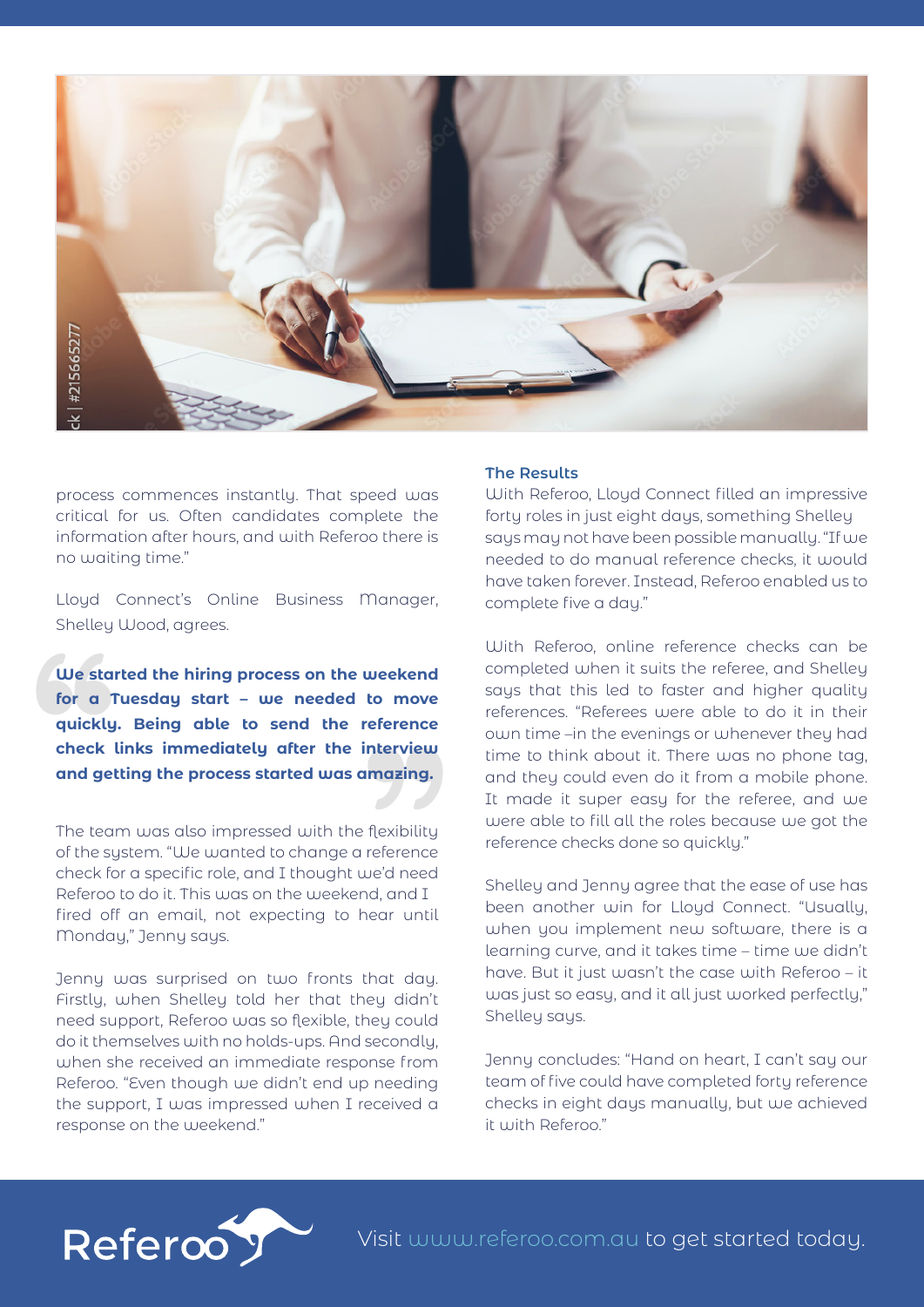process commences instantly. That speed was critical for us. Often candidates complete the information after hours, and with Referoo there is no waiting time."

Lloyd Connect's Online Business Manager, Shelley Wood, agrees.

> **We started the hiring process on the weekend for a Tuesday start – we needed to move quickly. Being able to send the reference check links immediately after the interview and getting the process started was amazing.**

The team was also impressed with the flexibility of the system. "We wanted to change a reference check for a specific role, and I thought we'd need Referoo to do it. This was on the weekend, and I fired off an email, not expecting to hear until Monday," Jenny says.

Jenny was surprised on two fronts that day. Firstly, when Shelley told her that they didn't need support, Referoo was so flexible, they could do it themselves with no holds-ups. And secondly, when she received an immediate response from Referoo. "Even though we didn't end up needing the support, I was impressed when I received a response on the weekend."

### The Results

With Referoo, Lloyd Connect filled an impressive forty roles in just eight days, something Shelley says may not have been possible manually. "If we needed to do manual reference checks, it would have taken forever. Instead, Referoo enabled us to complete five a day."

With Referoo, online reference checks can be completed when it suits the referee, and Shelley says that this led to faster and higher quality references. "Referees were able to do it in their own time –in the evenings or whenever they had time to think about it. There was no phone tag, and they could even do it from a mobile phone. It made it super easy for the referee, and we were able to fill all the roles because we got the reference checks done so quickly."

Shelley and Jenny agree that the ease of use has been another win for Lloyd Connect. "Usually, when you implement new software, there is a learning curve, and it takes time – time we didn't have. But it just wasn't the case with Referoo – it was just so easy, and it all just worked perfectly," Shelley says.

Jenny concludes: "Hand on heart, I can't say our team of five could have completed forty reference checks in eight days manually, but we achieved it with Referoo."

Referoo

Visit www.referoo.com.au to get started today.